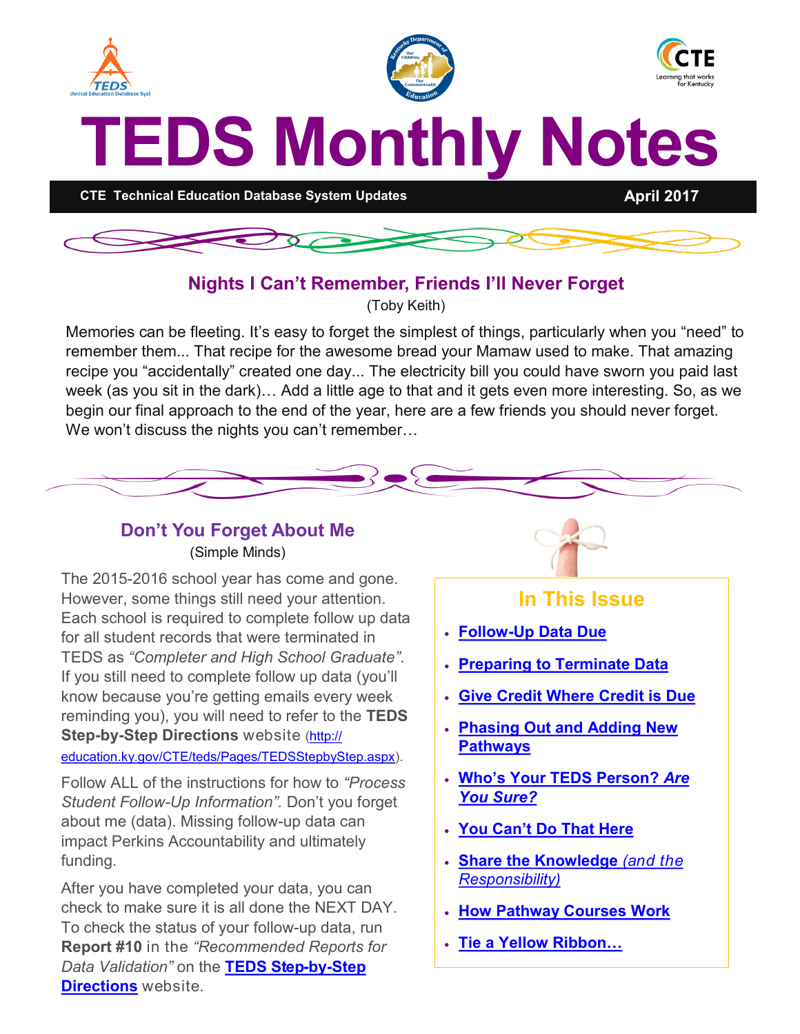# TEDS Monthly Notes

**CTE Technical Education Database System Updates** — **April 2017**

## Nights I Can't Remember, Friends I'll Never Forget

(Toby Keith)

Memories can be fleeting. It's easy to forget the simplest of things, particularly when you "need" to remember them... That recipe for the awesome bread your Mamaw used to make. That amazing recipe you "accidentally" created one day... The electricity bill you could have sworn you paid last week (as you sit in the dark)… Add a little age to that and it gets even more interesting. So, as we begin our final approach to the end of the year, here are a few friends you should never forget. We won't discuss the nights you can't remember…

## Don't You Forget About Me

(Simple Minds)

The 2015-2016 school year has come and gone. However, some things still need your attention. Each school is required to complete follow up data for all student records that were terminated in TEDS as *"Completer and High School Graduate"*. If you still need to complete follow up data (you'll know because you're getting emails every week reminding you), you will need to refer to the **TEDS Step-by-Step Directions** website (http://education.ky.gov/CTE/teds/Pages/TEDSStepbyStep.aspx).

Follow ALL of the instructions for how to *"Process Student Follow-Up Information"*. Don't you forget about me (data). Missing follow-up data can impact Perkins Accountability and ultimately funding.

After you have completed your data, you can check to make sure it is all done the NEXT DAY. To check the status of your follow-up data, run **Report #10** in the *"Recommended Reports for Data Validation"* on the **TEDS Step-by-Step Directions** website.

### In This Issue

- **Follow-Up Data Due**
- **Preparing to Terminate Data**
- **Give Credit Where Credit is Due**
- **Phasing Out and Adding New Pathways**
- **Who's Your TEDS Person? *Are You Sure?***
- **You Can't Do That Here**
- **Share the Knowledge** *(and the Responsibility)*
- **How Pathway Courses Work**
- **Tie a Yellow Ribbon…**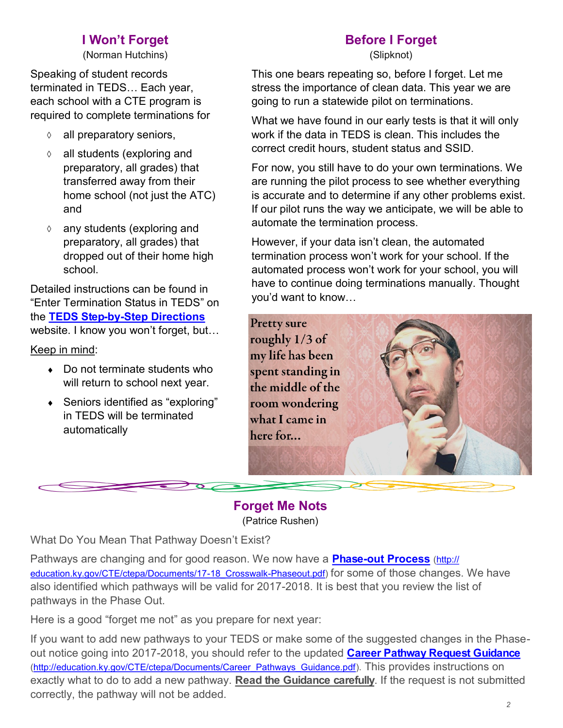## I Won't Forget

(Norman Hutchins)

Speaking of student records terminated in TEDS… Each year, each school with a CTE program is required to complete terminations for

- all preparatory seniors,
- all students (exploring and preparatory, all grades) that transferred away from their home school (not just the ATC) and
- any students (exploring and preparatory, all grades) that dropped out of their home high school.

Detailed instructions can be found in "Enter Termination Status in TEDS" on the **TEDS Step-by-Step Directions** website. I know you won't forget, but…

Keep in mind:

- Do not terminate students who will return to school next year.
- Seniors identified as "exploring" in TEDS will be terminated automatically

## Before I Forget

(Slipknot)

This one bears repeating so, before I forget. Let me stress the importance of clean data. This year we are going to run a statewide pilot on terminations.

What we have found in our early tests is that it will only work if the data in TEDS is clean. This includes the correct credit hours, student status and SSID.

For now, you still have to do your own terminations. We are running the pilot process to see whether everything is accurate and to determine if any other problems exist. If our pilot runs the way we anticipate, we will be able to automate the termination process.

However, if your data isn't clean, the automated termination process won't work for your school. If the automated process won't work for your school, you will have to continue doing terminations manually. Thought you'd want to know…

Pretty sure roughly 1/3 of my life has been spent standing in the middle of the room wondering what I came in here for...

## Forget Me Nots

(Patrice Rushen)

What Do You Mean That Pathway Doesn't Exist?

Pathways are changing and for good reason. We now have a **Phase-out Process** (http://education.ky.gov/CTE/ctepa/Documents/17-18_Crosswalk-Phaseout.pdf) for some of those changes. We have also identified which pathways will be valid for 2017-2018. It is best that you review the list of pathways in the Phase Out.

Here is a good "forget me not" as you prepare for next year:

If you want to add new pathways to your TEDS or make some of the suggested changes in the Phase-out notice going into 2017-2018, you should refer to the updated **Career Pathway Request Guidance** (http://education.ky.gov/CTE/ctepa/Documents/Career_Pathways_Guidance.pdf). This provides instructions on exactly what to do to add a new pathway. **Read the Guidance carefully**. If the request is not submitted correctly, the pathway will not be added.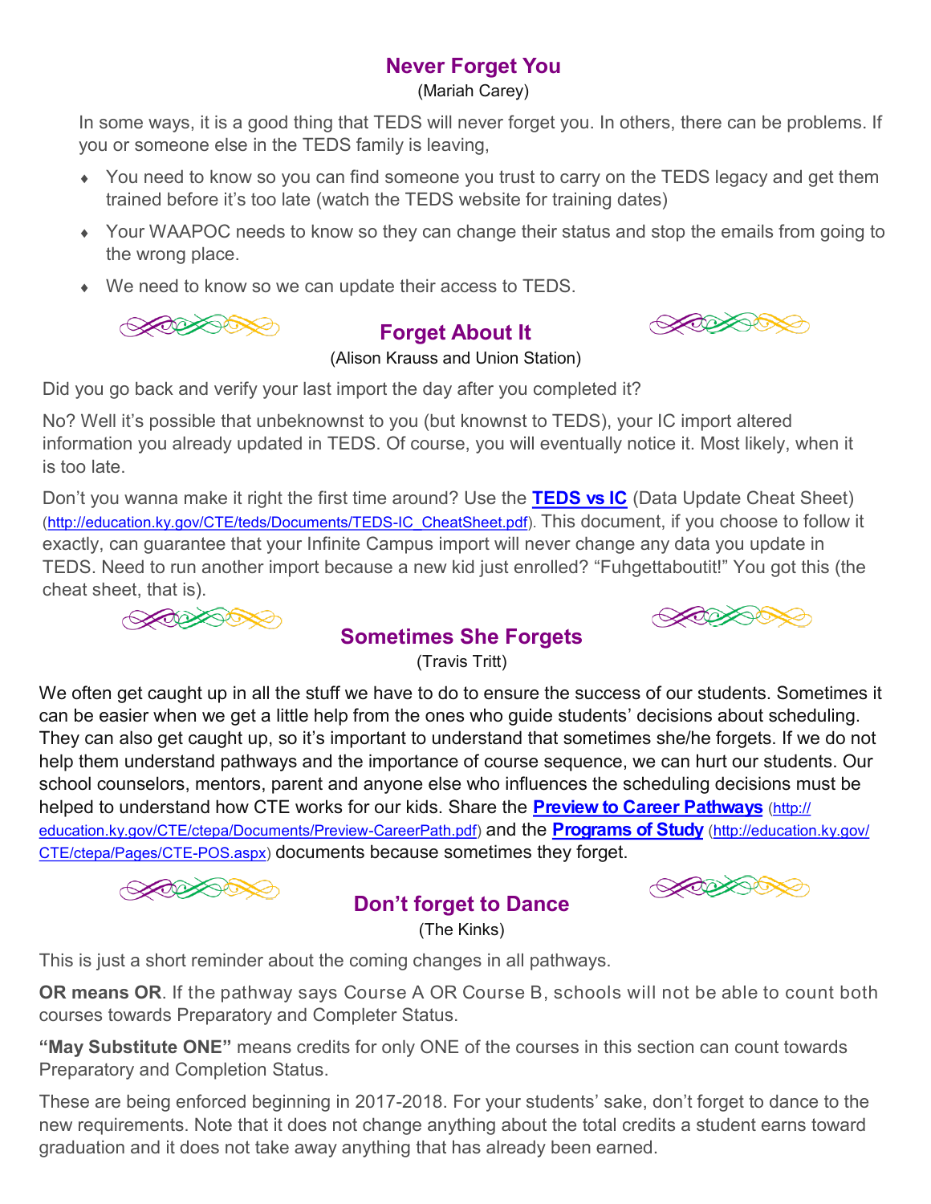## Never Forget You

(Mariah Carey)

In some ways, it is a good thing that TEDS will never forget you. In others, there can be problems. If you or someone else in the TEDS family is leaving,

- You need to know so you can find someone you trust to carry on the TEDS legacy and get them trained before it's too late (watch the TEDS website for training dates)
- Your WAAPOC needs to know so they can change their status and stop the emails from going to the wrong place.
- We need to know so we can update their access to TEDS.

## Forget About It

(Alison Krauss and Union Station)

Did you go back and verify your last import the day after you completed it?

No? Well it's possible that unbeknownst to you (but knownst to TEDS), your IC import altered information you already updated in TEDS. Of course, you will eventually notice it. Most likely, when it is too late.

Don't you wanna make it right the first time around? Use the **TEDS vs IC** (Data Update Cheat Sheet) (http://education.ky.gov/CTE/teds/Documents/TEDS-IC_CheatSheet.pdf). This document, if you choose to follow it exactly, can guarantee that your Infinite Campus import will never change any data you update in TEDS. Need to run another import because a new kid just enrolled? "Fuhgettaboutit!" You got this (the cheat sheet, that is).

## Sometimes She Forgets

(Travis Tritt)

We often get caught up in all the stuff we have to do to ensure the success of our students. Sometimes it can be easier when we get a little help from the ones who guide students' decisions about scheduling. They can also get caught up, so it's important to understand that sometimes she/he forgets. If we do not help them understand pathways and the importance of course sequence, we can hurt our students. Our school counselors, mentors, parent and anyone else who influences the scheduling decisions must be helped to understand how CTE works for our kids. Share the **Preview to Career Pathways** (http://education.ky.gov/CTE/ctepa/Documents/Preview-CareerPath.pdf) and the **Programs of Study** (http://education.ky.gov/CTE/ctepa/Pages/CTE-POS.aspx) documents because sometimes they forget.

## Don't forget to Dance

(The Kinks)

This is just a short reminder about the coming changes in all pathways.

**OR means OR**. If the pathway says Course A OR Course B, schools will not be able to count both courses towards Preparatory and Completer Status.

**"May Substitute ONE"** means credits for only ONE of the courses in this section can count towards Preparatory and Completion Status.

These are being enforced beginning in 2017-2018. For your students' sake, don't forget to dance to the new requirements. Note that it does not change anything about the total credits a student earns toward graduation and it does not take away anything that has already been earned.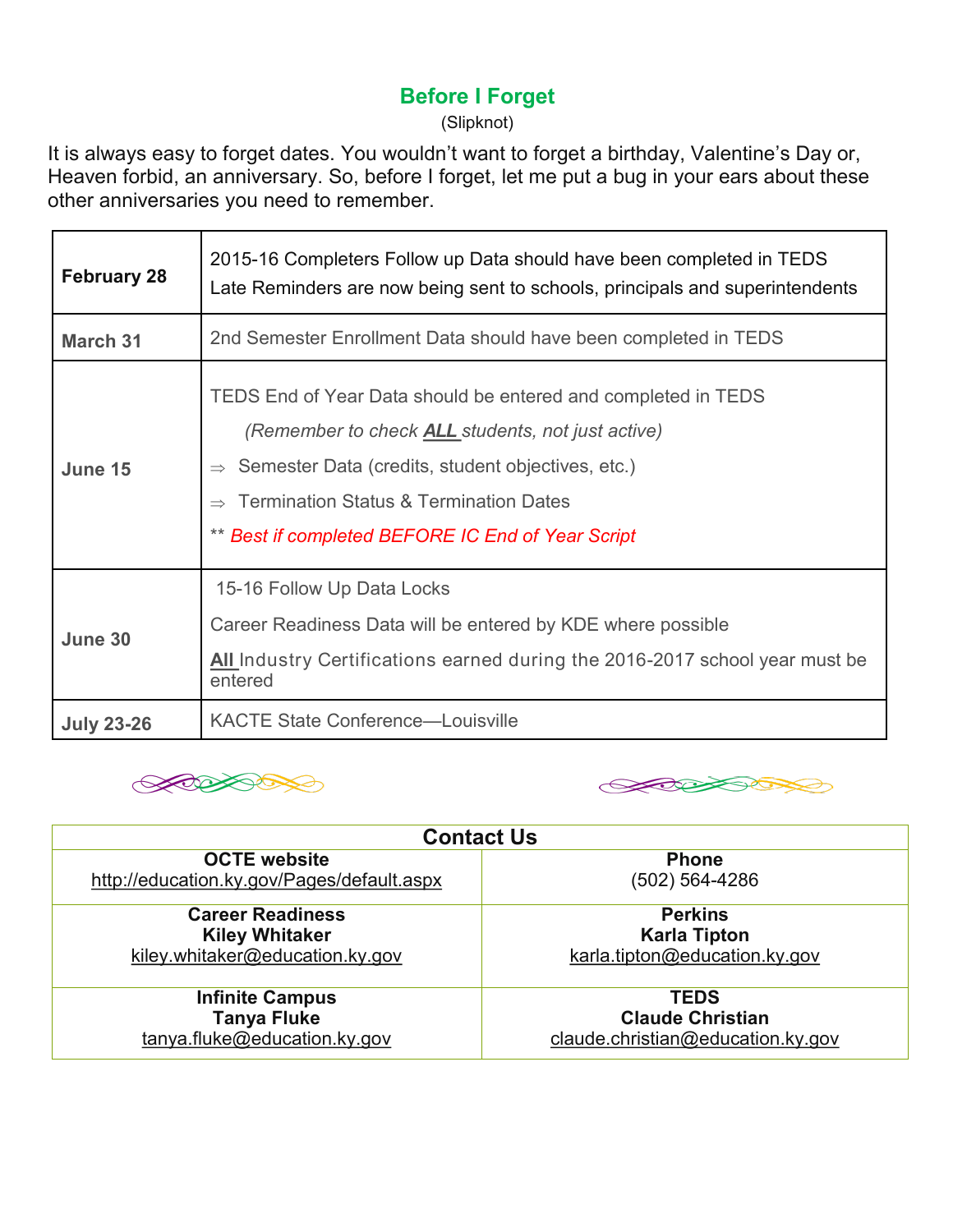## Before I Forget

(Slipknot)

It is always easy to forget dates. You wouldn't want to forget a birthday, Valentine's Day or, Heaven forbid, an anniversary. So, before I forget, let me put a bug in your ears about these other anniversaries you need to remember.

| | |
|---|---|
| **February 28** | 2015-16 Completers Follow up Data should have been completed in TEDS<br>Late Reminders are now being sent to schools, principals and superintendents |
| **March 31** | 2nd Semester Enrollment Data should have been completed in TEDS |
| **June 15** | TEDS End of Year Data should be entered and completed in TEDS<br>*(Remember to check **ALL** students, not just active)*<br>⇒ Semester Data (credits, student objectives, etc.)<br>⇒ Termination Status & Termination Dates<br>** *Best if completed BEFORE IC End of Year Script* |
| **June 30** | 15-16 Follow Up Data Locks<br>Career Readiness Data will be entered by KDE where possible<br>**All** Industry Certifications earned during the 2016-2017 school year must be entered |
| **July 23-26** | KACTE State Conference—Louisville |

| Contact Us | |
|---|---|
| **OCTE website**<br>http://education.ky.gov/Pages/default.aspx | **Phone**<br>(502) 564-4286 |
| **Career Readiness**<br>**Kiley Whitaker**<br>kiley.whitaker@education.ky.gov | **Perkins**<br>**Karla Tipton**<br>karla.tipton@education.ky.gov |
| **Infinite Campus**<br>**Tanya Fluke**<br>tanya.fluke@education.ky.gov | **TEDS**<br>**Claude Christian**<br>claude.christian@education.ky.gov |